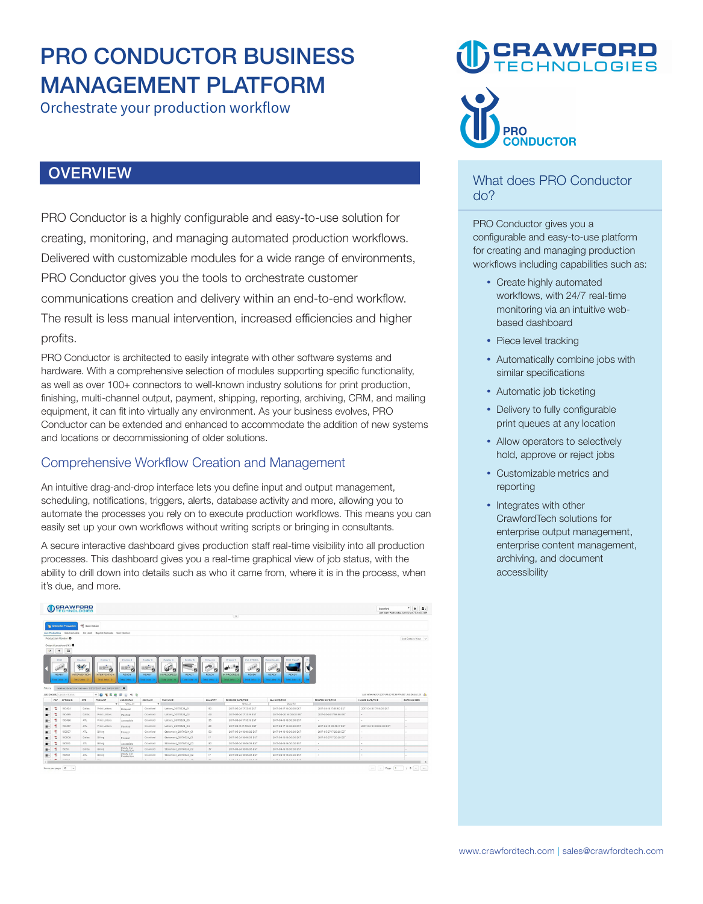# PRO CONDUCTOR BUSINESS MANAGEMENT PLATFORM

Orchestrate your production workflow

## OVERVIEW

PRO Conductor is a highly configurable and easy-to-use solution for creating, monitoring, and managing automated production workflows. Delivered with customizable modules for a wide range of environments, PRO Conductor gives you the tools to orchestrate customer communications creation and delivery within an end-to-end workflow. The result is less manual intervention, increased efficiencies and higher profits.

PRO Conductor is architected to easily integrate with other software systems and hardware. With a comprehensive selection of modules supporting specific functionality, as well as over 100+ connectors to well-known industry solutions for print production, finishing, multi-channel output, payment, shipping, reporting, archiving, CRM, and mailing equipment, it can fit into virtually any environment. As your business evolves, PRO Conductor can be extended and enhanced to accommodate the addition of new systems and locations or decommissioning of older solutions.

### Comprehensive Workflow Creation and Management

An intuitive drag-and-drop interface lets you define input and output management, scheduling, notifications, triggers, alerts, database activity and more, allowing you to automate the processes you rely on to execute production workflows. This means you can easily set up your own workflows without writing scripts or bringing in consultants.

A secure interactive dashboard gives production staff real-time visibility into all production processes. This dashboard gives you a real-time graphical view of job status, with the ability to drill down into details such as who it came from, where it is in the process, when it's due, and more.

### What does PRO Conductor do?

PRO Conductor gives you a configurable and easy-to-use platform for creating and managing production workflows including capabilities such as:

- Create highly automated workflows, with 24/7 real-time monitoring via an intuitive web-based dashboard
- Piece level tracking
- Automatically combine jobs with similar specifications
- Automatic job ticketing
- Delivery to fully configurable print queues at any location
- Allow operators to selectively hold, approve or reject jobs
- Customizable metrics and reporting
- Integrates with other CrawfordTech solutions for enterprise output management, enterprise content management, archiving, and document accessibility

www.crawfordtech.com | sales@crawfordtech.com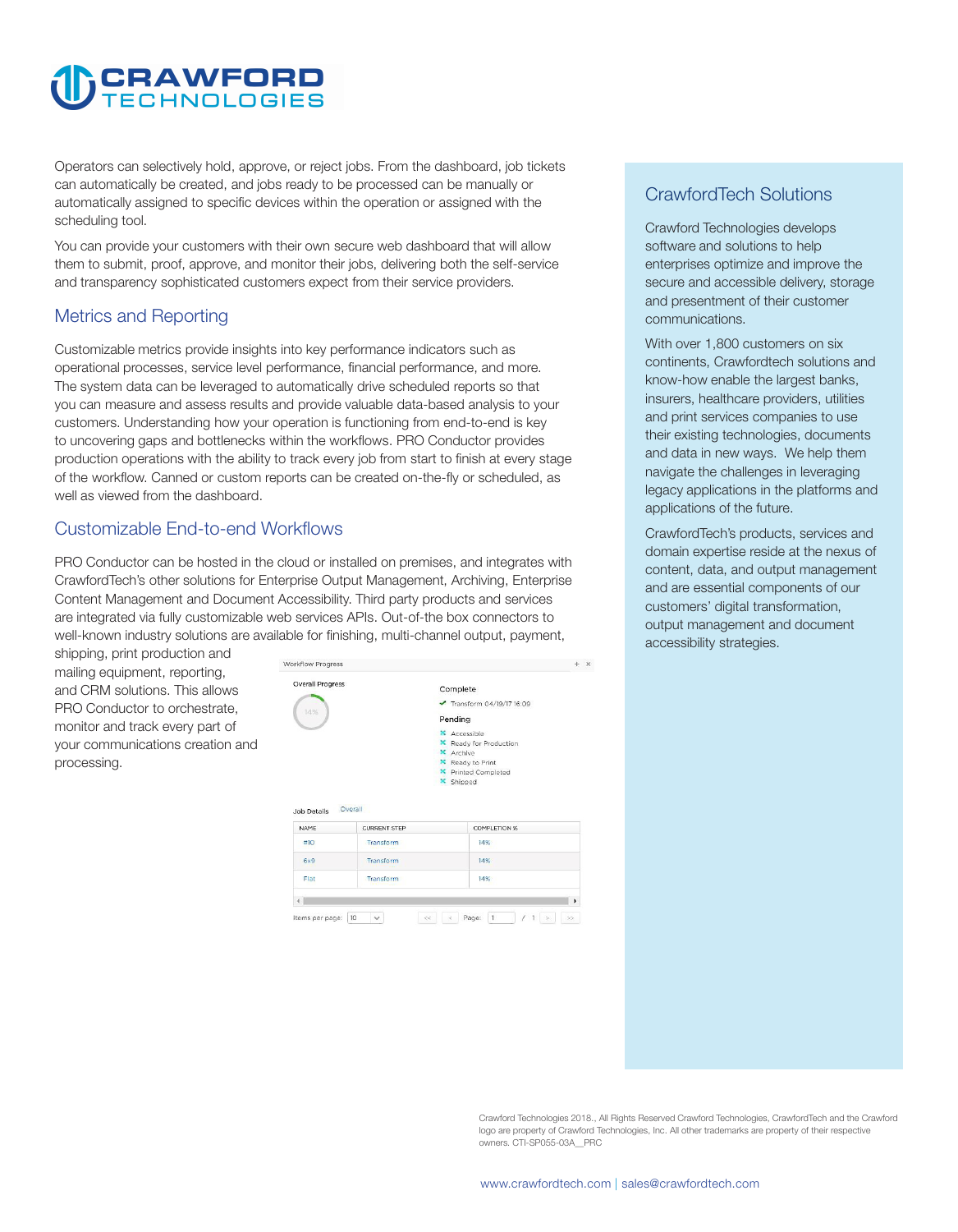Operators can selectively hold, approve, or reject jobs. From the dashboard, job tickets can automatically be created, and jobs ready to be processed can be manually or automatically assigned to specific devices within the operation or assigned with the scheduling tool.

You can provide your customers with their own secure web dashboard that will allow them to submit, proof, approve, and monitor their jobs, delivering both the self-service and transparency sophisticated customers expect from their service providers.

## Metrics and Reporting

Customizable metrics provide insights into key performance indicators such as operational processes, service level performance, financial performance, and more. The system data can be leveraged to automatically drive scheduled reports so that you can measure and assess results and provide valuable data-based analysis to your customers. Understanding how your operation is functioning from end-to-end is key to uncovering gaps and bottlenecks within the workflows. PRO Conductor provides production operations with the ability to track every job from start to finish at every stage of the workflow. Canned or custom reports can be created on-the-fly or scheduled, as well as viewed from the dashboard.

## Customizable End-to-end Workflows

PRO Conductor can be hosted in the cloud or installed on premises, and integrates with CrawfordTech's other solutions for Enterprise Output Management, Archiving, Enterprise Content Management and Document Accessibility. Third party products and services are integrated via fully customizable web services APIs. Out-of-the box connectors to well-known industry solutions are available for finishing, multi-channel output, payment, shipping, print production and mailing equipment, reporting, and CRM solutions. This allows PRO Conductor to orchestrate, monitor and track every part of your communications creation and processing.

## CrawfordTech Solutions

Crawford Technologies develops software and solutions to help enterprises optimize and improve the secure and accessible delivery, storage and presentment of their customer communications.

With over 1,800 customers on six continents, Crawfordtech solutions and know-how enable the largest banks, insurers, healthcare providers, utilities and print services companies to use their existing technologies, documents and data in new ways. We help them navigate the challenges in leveraging legacy applications in the platforms and applications of the future.

CrawfordTech's products, services and domain expertise reside at the nexus of content, data, and output management and are essential components of our customers' digital transformation, output management and document accessibility strategies.

Crawford Technologies 2018., All Rights Reserved Crawford Technologies, CrawfordTech and the Crawford logo are property of Crawford Technologies, Inc. All other trademarks are property of their respective owners. CTI-SP055-03A__PRC

www.crawfordtech.com | sales@crawfordtech.com